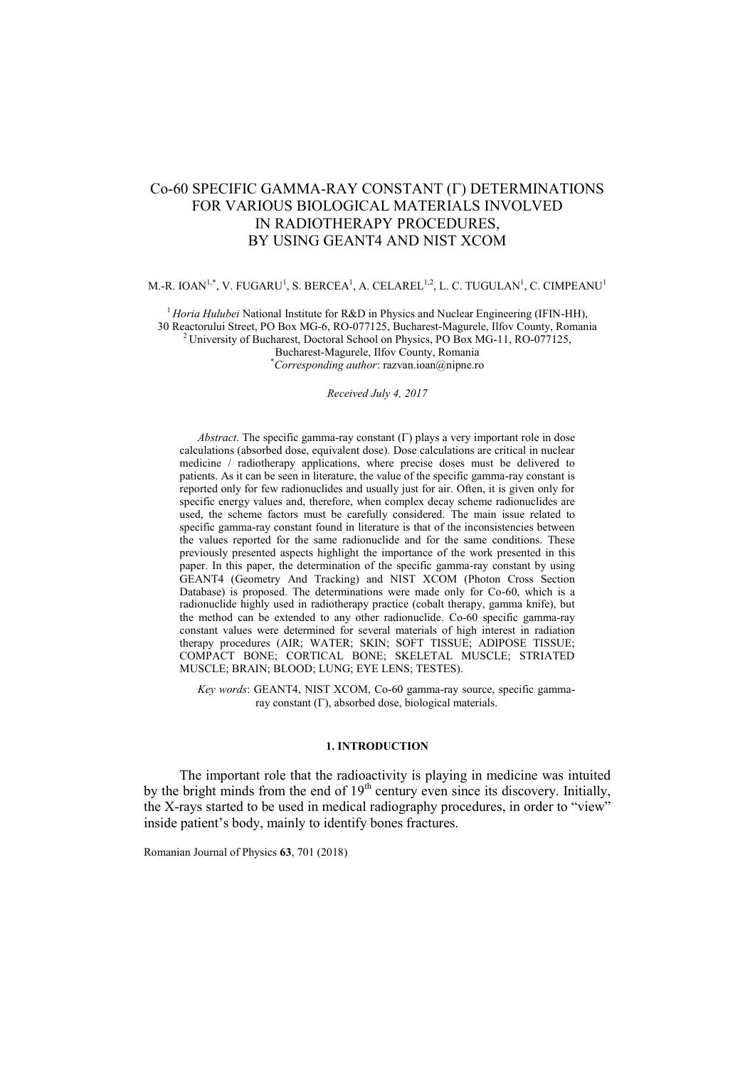# Co-60 SPECIFIC GAMMA-RAY CONSTANT (Γ) DETERMINATIONS FOR VARIOUS BIOLOGICAL MATERIALS INVOLVED IN RADIOTHERAPY PROCEDURES, BY USING GEANT4 AND NIST XCOM

M.-R. IOAN[1,*], V. FUGARU[1], S. BERCEA[1], A. CELAREL[1,2], L. C. TUGULAN[1], C. CIMPEANU[1]

[1] *Horia Hulubei* National Institute for R&D in Physics and Nuclear Engineering (IFIN-HH), 30 Reactorului Street, PO Box MG-6, RO-077125, Bucharest-Magurele, Ilfov County, Romania
[2] University of Bucharest, Doctoral School on Physics, PO Box MG-11, RO-077125, Bucharest-Magurele, Ilfov County, Romania
[*] *Corresponding author*: razvan.ioan@nipne.ro

*Received July 4, 2017*

*Abstract*. The specific gamma-ray constant (Γ) plays a very important role in dose calculations (absorbed dose, equivalent dose). Dose calculations are critical in nuclear medicine / radiotherapy applications, where precise doses must be delivered to patients. As it can be seen in literature, the value of the specific gamma-ray constant is reported only for few radionuclides and usually just for air. Often, it is given only for specific energy values and, therefore, when complex decay scheme radionuclides are used, the scheme factors must be carefully considered. The main issue related to specific gamma-ray constant found in literature is that of the inconsistencies between the values reported for the same radionuclide and for the same conditions. These previously presented aspects highlight the importance of the work presented in this paper. In this paper, the determination of the specific gamma-ray constant by using GEANT4 (Geometry And Tracking) and NIST XCOM (Photon Cross Section Database) is proposed. The determinations were made only for Co-60, which is a radionuclide highly used in radiotherapy practice (cobalt therapy, gamma knife), but the method can be extended to any other radionuclide. Co-60 specific gamma-ray constant values were determined for several materials of high interest in radiation therapy procedures (AIR; WATER; SKIN; SOFT TISSUE; ADIPOSE TISSUE; COMPACT BONE; CORTICAL BONE; SKELETAL MUSCLE; STRIATED MUSCLE; BRAIN; BLOOD; LUNG; EYE LENS; TESTES).

*Key words*: GEANT4, NIST XCOM, Co-60 gamma-ray source, specific gamma-ray constant (Γ), absorbed dose, biological materials.

## 1. INTRODUCTION

The important role that the radioactivity is playing in medicine was intuited by the bright minds from the end of $19^{th}$ century even since its discovery. Initially, the X-rays started to be used in medical radiography procedures, in order to "view" inside patient's body, mainly to identify bones fractures.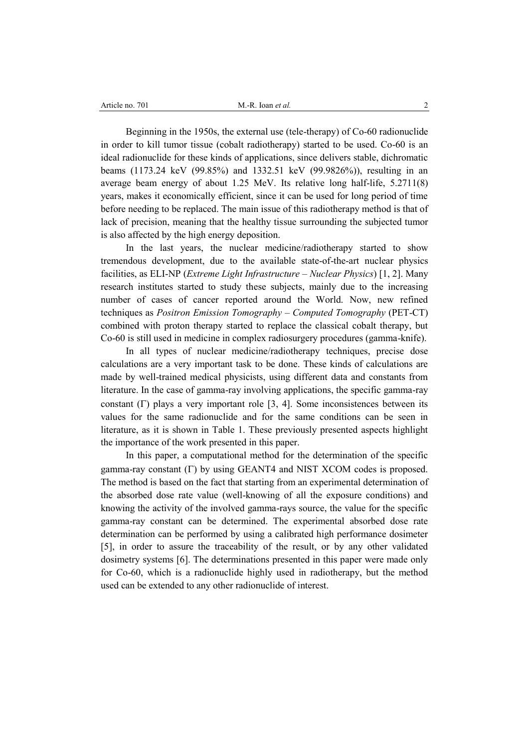Beginning in the 1950s, the external use (tele-therapy) of Co-60 radionuclide in order to kill tumor tissue (cobalt radiotherapy) started to be used. Co-60 is an ideal radionuclide for these kinds of applications, since delivers stable, dichromatic beams (1173.24 keV (99.85%) and 1332.51 keV (99.9826%)), resulting in an average beam energy of about 1.25 MeV. Its relative long half-life, 5.2711(8) years, makes it economically efficient, since it can be used for long period of time before needing to be replaced. The main issue of this radiotherapy method is that of lack of precision, meaning that the healthy tissue surrounding the subjected tumor is also affected by the high energy deposition.

In the last years, the nuclear medicine/radiotherapy started to show tremendous development, due to the available state-of-the-art nuclear physics facilities, as ELI-NP (*Extreme Light Infrastructure – Nuclear Physics*) [1, 2]. Many research institutes started to study these subjects, mainly due to the increasing number of cases of cancer reported around the World. Now, new refined techniques as *Positron Emission Tomography – Computed Tomography* (PET-CT) combined with proton therapy started to replace the classical cobalt therapy, but Co-60 is still used in medicine in complex radiosurgery procedures (gamma-knife).

In all types of nuclear medicine/radiotherapy techniques, precise dose calculations are a very important task to be done. These kinds of calculations are made by well-trained medical physicists, using different data and constants from literature. In the case of gamma-ray involving applications, the specific gamma-ray constant ($\Gamma$) plays a very important role [3, 4]. Some inconsistences between its values for the same radionuclide and for the same conditions can be seen in literature, as it is shown in Table 1. These previously presented aspects highlight the importance of the work presented in this paper.

In this paper, a computational method for the determination of the specific gamma-ray constant ($\Gamma$) by using GEANT4 and NIST XCOM codes is proposed. The method is based on the fact that starting from an experimental determination of the absorbed dose rate value (well-knowing of all the exposure conditions) and knowing the activity of the involved gamma-rays source, the value for the specific gamma-ray constant can be determined. The experimental absorbed dose rate determination can be performed by using a calibrated high performance dosimeter [5], in order to assure the traceability of the result, or by any other validated dosimetry systems [6]. The determinations presented in this paper were made only for Co-60, which is a radionuclide highly used in radiotherapy, but the method used can be extended to any other radionuclide of interest.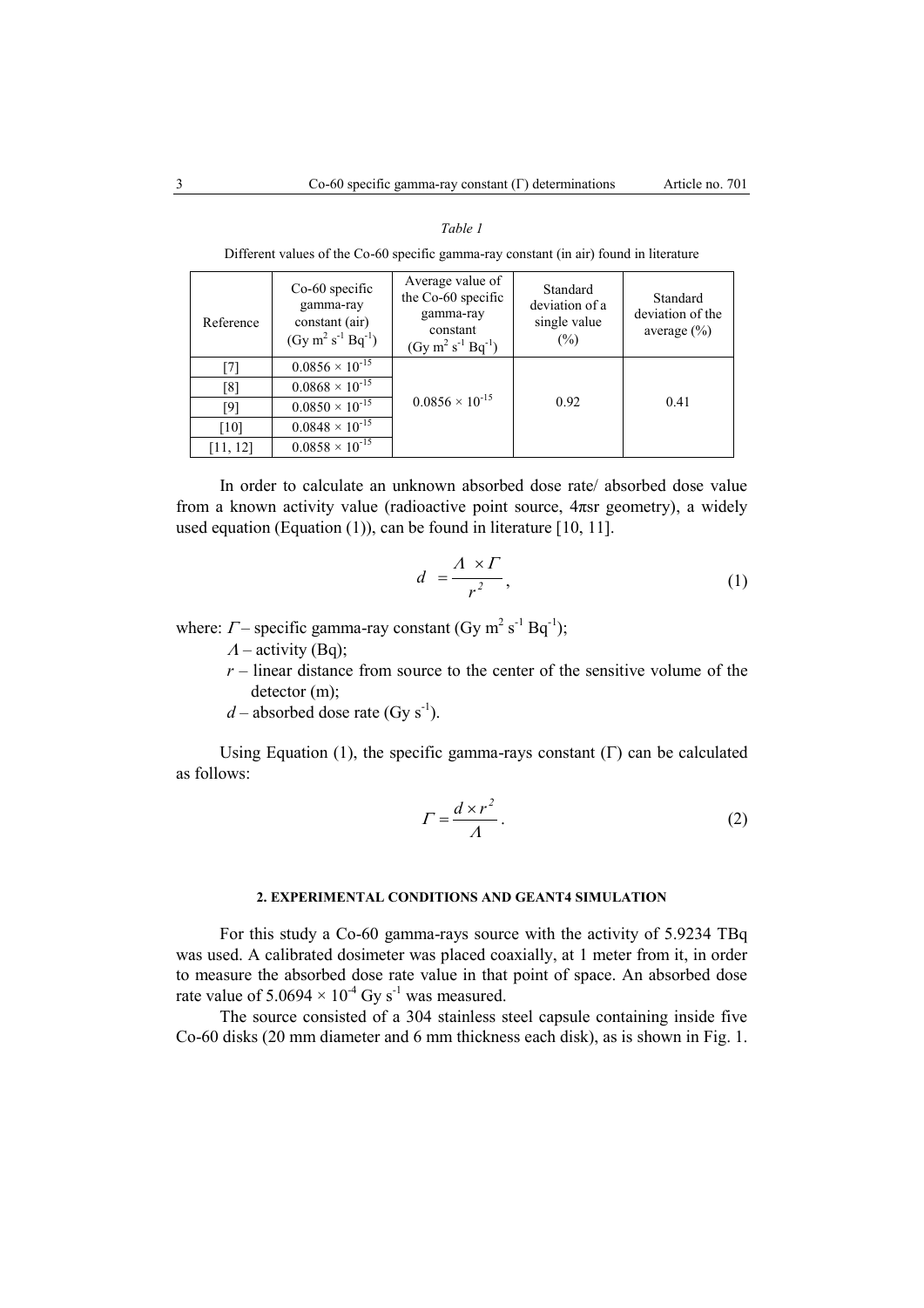*Table 1*

Different values of the Co-60 specific gamma-ray constant (in air) found in literature

| Reference | Co-60 specific gamma-ray constant (air) (Gy m$^2$ s$^{-1}$ Bq$^{-1}$) | Average value of the Co-60 specific gamma-ray constant (Gy m$^2$ s$^{-1}$ Bq$^{-1}$) | Standard deviation of a single value (%) | Standard deviation of the average (%) |
|---|---|---|---|---|
| [7] | $0.0856 \times 10^{-15}$ | $0.0856 \times 10^{-15}$ | 0.92 | 0.41 |
| [8] | $0.0868 \times 10^{-15}$ | | | |
| [9] | $0.0850 \times 10^{-15}$ | | | |
| [10] | $0.0848 \times 10^{-15}$ | | | |
| [11, 12] | $0.0858 \times 10^{-15}$ | | | |

In order to calculate an unknown absorbed dose rate/ absorbed dose value from a known activity value (radioactive point source, 4πsr geometry), a widely used equation (Equation (1)), can be found in literature [10, 11].

$$d = \frac{\Lambda \times \Gamma}{r^2}, \tag{1}$$

where: $\Gamma$ – specific gamma-ray constant (Gy m$^2$ s$^{-1}$ Bq$^{-1}$);

$\Lambda$ – activity (Bq);

$r$ – linear distance from source to the center of the sensitive volume of the detector (m);

$d$ – absorbed dose rate (Gy s$^{-1}$).

Using Equation (1), the specific gamma-rays constant (Γ) can be calculated as follows:

$$\Gamma = \frac{d \times r^2}{\Lambda}. \tag{2}$$

## 2. EXPERIMENTAL CONDITIONS AND GEANT4 SIMULATION

For this study a Co-60 gamma-rays source with the activity of 5.9234 TBq was used. A calibrated dosimeter was placed coaxially, at 1 meter from it, in order to measure the absorbed dose rate value in that point of space. An absorbed dose rate value of $5.0694 \times 10^{-4}$ Gy s$^{-1}$ was measured.

The source consisted of a 304 stainless steel capsule containing inside five Co-60 disks (20 mm diameter and 6 mm thickness each disk), as is shown in Fig. 1.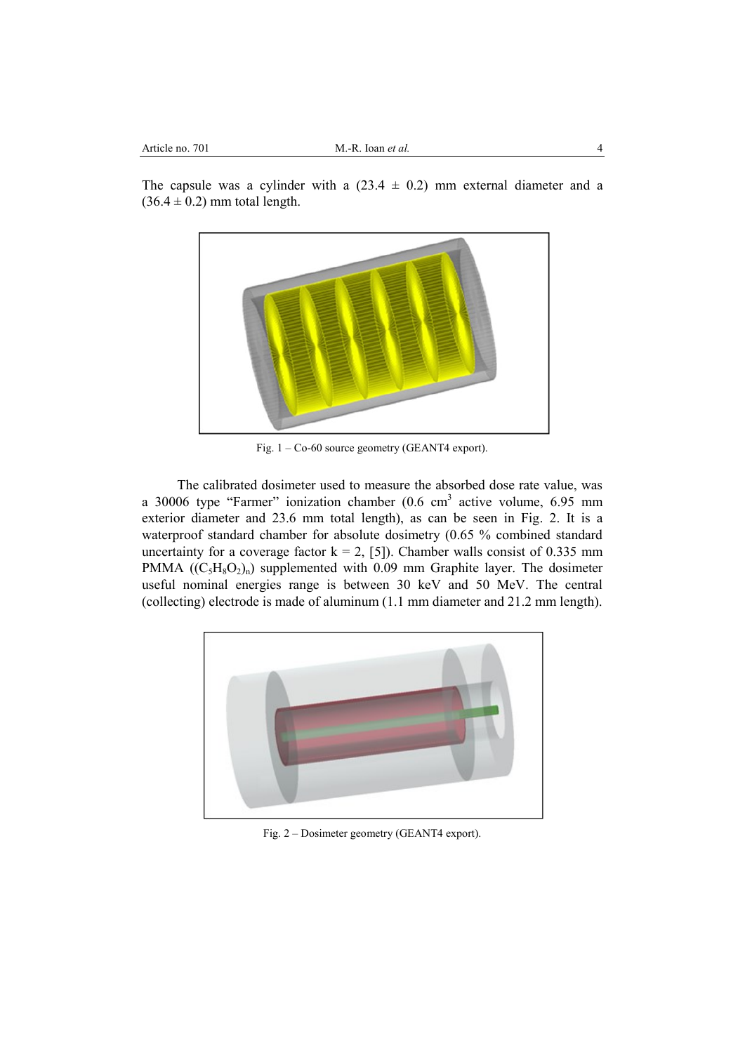The capsule was a cylinder with a $(23.4 \pm 0.2)$ mm external diameter and a $(36.4 \pm 0.2)$ mm total length.

Fig. 1 – Co-60 source geometry (GEANT4 export).

The calibrated dosimeter used to measure the absorbed dose rate value, was a 30006 type "Farmer" ionization chamber (0.6 $cm^3$ active volume, 6.95 mm exterior diameter and 23.6 mm total length), as can be seen in Fig. 2. It is a waterproof standard chamber for absolute dosimetry (0.65 % combined standard uncertainty for a coverage factor $k = 2$, [5]). Chamber walls consist of 0.335 mm PMMA ($(C_5H_8O_2)_n$) supplemented with 0.09 mm Graphite layer. The dosimeter useful nominal energies range is between 30 keV and 50 MeV. The central (collecting) electrode is made of aluminum (1.1 mm diameter and 21.2 mm length).

Fig. 2 – Dosimeter geometry (GEANT4 export).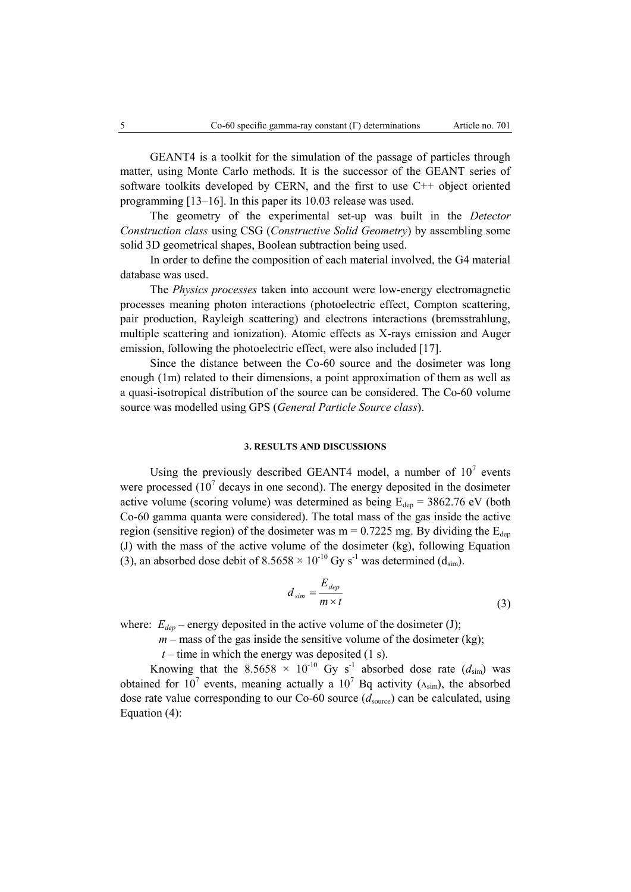GEANT4 is a toolkit for the simulation of the passage of particles through matter, using Monte Carlo methods. It is the successor of the GEANT series of software toolkits developed by CERN, and the first to use C++ object oriented programming [13–16]. In this paper its 10.03 release was used.

The geometry of the experimental set-up was built in the *Detector Construction class* using CSG (*Constructive Solid Geometry*) by assembling some solid 3D geometrical shapes, Boolean subtraction being used.

In order to define the composition of each material involved, the G4 material database was used.

The *Physics processes* taken into account were low-energy electromagnetic processes meaning photon interactions (photoelectric effect, Compton scattering, pair production, Rayleigh scattering) and electrons interactions (bremsstrahlung, multiple scattering and ionization). Atomic effects as X-rays emission and Auger emission, following the photoelectric effect, were also included [17].

Since the distance between the Co-60 source and the dosimeter was long enough (1m) related to their dimensions, a point approximation of them as well as a quasi-isotropical distribution of the source can be considered. The Co-60 volume source was modelled using GPS (*General Particle Source class*).

## 3. RESULTS AND DISCUSSIONS

Using the previously described GEANT4 model, a number of $10^7$ events were processed ($10^7$ decays in one second). The energy deposited in the dosimeter active volume (scoring volume) was determined as being $E_{dep}$ = 3862.76 eV (both Co-60 gamma quanta were considered). The total mass of the gas inside the active region (sensitive region) of the dosimeter was m = 0.7225 mg. By dividing the $E_{dep}$ (J) with the mass of the active volume of the dosimeter (kg), following Equation (3), an absorbed dose debit of $8.5658 \times 10^{-10}$ Gy s$^{-1}$ was determined ($d_{sim}$).

$$d_{sim} = \frac{E_{dep}}{m \times t} \tag{3}$$

where: $E_{dep}$ – energy deposited in the active volume of the dosimeter (J);

$m$ – mass of the gas inside the sensitive volume of the dosimeter (kg);

$t$ – time in which the energy was deposited (1 s).

Knowing that the $8.5658 \times 10^{-10}$ Gy s$^{-1}$ absorbed dose rate ($d_{sim}$) was obtained for $10^7$ events, meaning actually a $10^7$ Bq activity ($\Lambda_{sim}$), the absorbed dose rate value corresponding to our Co-60 source ($d_{source}$) can be calculated, using Equation (4):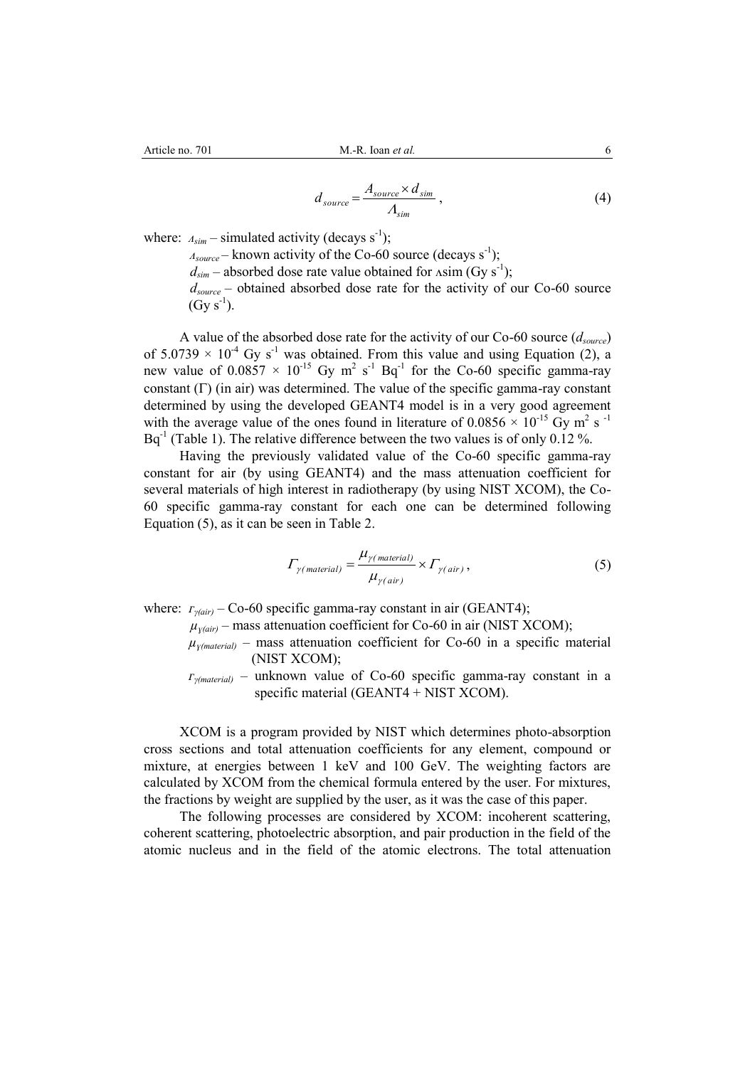$$d_{source} = \frac{A_{source} \times d_{sim}}{\Lambda_{sim}}, \tag{4}$$

where: $\Lambda_{sim}$ – simulated activity (decays $s^{-1}$);

$\Lambda_{source}$ – known activity of the Co-60 source (decays $s^{-1}$);

$d_{sim}$ – absorbed dose rate value obtained for $\Lambda$sim (Gy $s^{-1}$);

$d_{source}$ – obtained absorbed dose rate for the activity of our Co-60 source (Gy $s^{-1}$).

A value of the absorbed dose rate for the activity of our Co-60 source ($d_{source}$) of $5.0739 \times 10^{-4}$ Gy $s^{-1}$ was obtained. From this value and using Equation (2), a new value of $0.0857 \times 10^{-15}$ Gy $m^2$ $s^{-1}$ $Bq^{-1}$ for the Co-60 specific gamma-ray constant ($\Gamma$) (in air) was determined. The value of the specific gamma-ray constant determined by using the developed GEANT4 model is in a very good agreement with the average value of the ones found in literature of $0.0856 \times 10^{-15}$ Gy $m^2$ $s^{-1}$ $Bq^{-1}$ (Table 1). The relative difference between the two values is of only 0.12 %.

Having the previously validated value of the Co-60 specific gamma-ray constant for air (by using GEANT4) and the mass attenuation coefficient for several materials of high interest in radiotherapy (by using NIST XCOM), the Co-60 specific gamma-ray constant for each one can be determined following Equation (5), as it can be seen in Table 2.

$$\Gamma_{\gamma(material)} = \frac{\mu_{\gamma(material)}}{\mu_{\gamma(air)}} \times \Gamma_{\gamma(air)}, \tag{5}$$

where: $\Gamma_{\gamma(air)}$ – Co-60 specific gamma-ray constant in air (GEANT4);

$\mu_{\gamma(air)}$ – mass attenuation coefficient for Co-60 in air (NIST XCOM);

$\mu_{\gamma(material)}$ – mass attenuation coefficient for Co-60 in a specific material (NIST XCOM);

$\Gamma_{\gamma(material)}$ – unknown value of Co-60 specific gamma-ray constant in a specific material (GEANT4 + NIST XCOM).

XCOM is a program provided by NIST which determines photo-absorption cross sections and total attenuation coefficients for any element, compound or mixture, at energies between 1 keV and 100 GeV. The weighting factors are calculated by XCOM from the chemical formula entered by the user. For mixtures, the fractions by weight are supplied by the user, as it was the case of this paper.

The following processes are considered by XCOM: incoherent scattering, coherent scattering, photoelectric absorption, and pair production in the field of the atomic nucleus and in the field of the atomic electrons. The total attenuation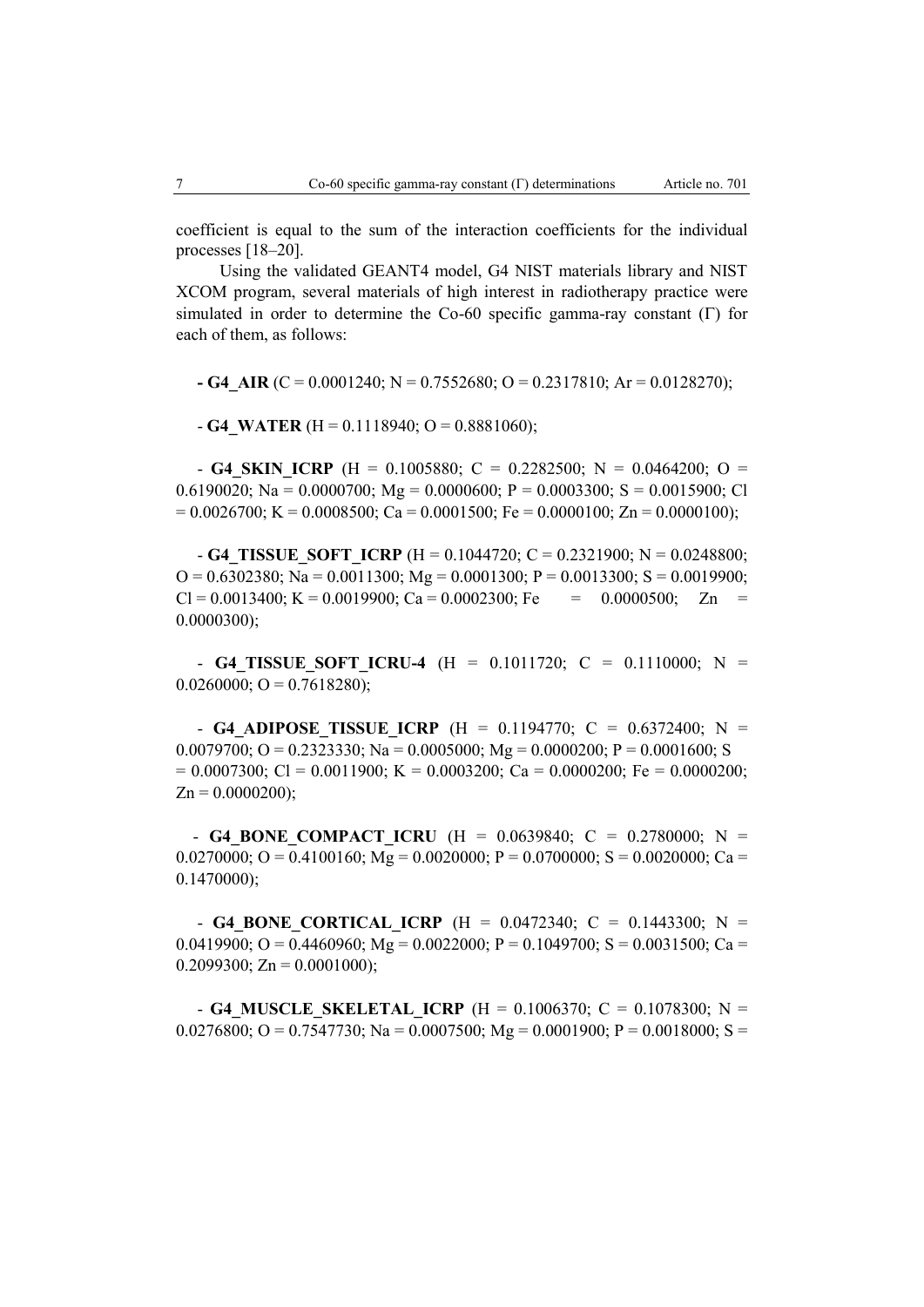coefficient is equal to the sum of the interaction coefficients for the individual processes [18–20].

Using the validated GEANT4 model, G4 NIST materials library and NIST XCOM program, several materials of high interest in radiotherapy practice were simulated in order to determine the Co-60 specific gamma-ray constant (Γ) for each of them, as follows:

- **G4_AIR** (C = 0.0001240; N = 0.7552680; O = 0.2317810; Ar = 0.0128270);

- **G4_WATER** (H = 0.1118940; O = 0.8881060);

- **G4_SKIN_ICRP** (H = 0.1005880; C = 0.2282500; N = 0.0464200; O = 0.6190020; Na = 0.0000700; Mg = 0.0000600; P = 0.0003300; S = 0.0015900; Cl = 0.0026700; K = 0.0008500; Ca = 0.0001500; Fe = 0.0000100; Zn = 0.0000100);

- **G4_TISSUE_SOFT_ICRP** (H = 0.1044720; C = 0.2321900; N = 0.0248800; O = 0.6302380; Na = 0.0011300; Mg = 0.0001300; P = 0.0013300; S = 0.0019900; Cl = 0.0013400; K = 0.0019900; Ca = 0.0002300; Fe = 0.0000500; Zn = 0.0000300);

- **G4_TISSUE_SOFT_ICRU-4** (H = 0.1011720; C = 0.1110000; N = 0.0260000; O = 0.7618280);

- **G4_ADIPOSE_TISSUE_ICRP** (H = 0.1194770; C = 0.6372400; N = 0.0079700; O = 0.2323330; Na = 0.0005000; Mg = 0.0000200; P = 0.0001600; S = 0.0007300; Cl = 0.0011900; K = 0.0003200; Ca = 0.0000200; Fe = 0.0000200; Zn = 0.0000200);

- **G4_BONE_COMPACT_ICRU** (H = 0.0639840; C = 0.2780000; N = 0.0270000; O = 0.4100160; Mg = 0.0020000; P = 0.0700000; S = 0.0020000; Ca = 0.1470000);

- **G4_BONE_CORTICAL_ICRP** (H = 0.0472340; C = 0.1443300; N = 0.0419900; O = 0.4460960; Mg = 0.0022000; P = 0.1049700; S = 0.0031500; Ca = 0.2099300; Zn = 0.0001000);

- **G4_MUSCLE_SKELETAL_ICRP** (H = 0.1006370; C = 0.1078300; N = 0.0276800; O = 0.7547730; Na = 0.0007500; Mg = 0.0001900; P = 0.0018000; S =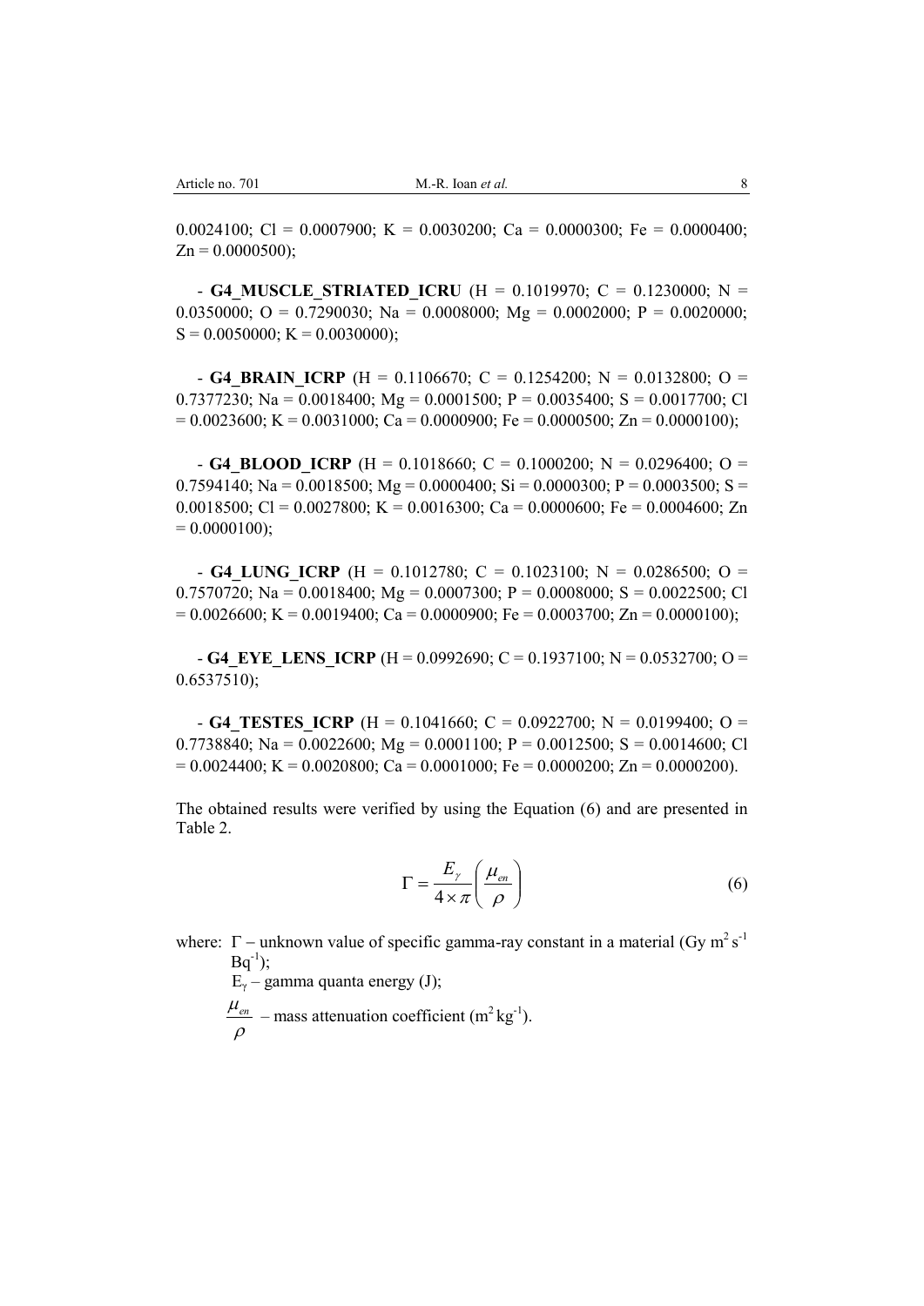0.0024100; Cl = 0.0007900; K = 0.0030200; Ca = 0.0000300; Fe = 0.0000400; Zn = 0.0000500);

- **G4_MUSCLE_STRIATED_ICRU** (H = 0.1019970; C = 0.1230000; N = 0.0350000; O = 0.7290030; Na = 0.0008000; Mg = 0.0002000; P = 0.0020000; S = 0.0050000; K = 0.0030000);

- **G4_BRAIN_ICRP** (H = 0.1106670; C = 0.1254200; N = 0.0132800; O = 0.7377230; Na = 0.0018400; Mg = 0.0001500; P = 0.0035400; S = 0.0017700; Cl = 0.0023600; K = 0.0031000; Ca = 0.0000900; Fe = 0.0000500; Zn = 0.0000100);

- **G4_BLOOD_ICRP** (H = 0.1018660; C = 0.1000200; N = 0.0296400; O = 0.7594140; Na = 0.0018500; Mg = 0.0000400; Si = 0.0000300; P = 0.0003500; S = 0.0018500; Cl = 0.0027800; K = 0.0016300; Ca = 0.0000600; Fe = 0.0004600; Zn = 0.0000100);

- **G4_LUNG_ICRP** (H = 0.1012780; C = 0.1023100; N = 0.0286500; O = 0.7570720; Na = 0.0018400; Mg = 0.0007300; P = 0.0008000; S = 0.0022500; Cl = 0.0026600; K = 0.0019400; Ca = 0.0000900; Fe = 0.0003700; Zn = 0.0000100);

- **G4_EYE_LENS_ICRP** (H = 0.0992690; C = 0.1937100; N = 0.0532700; O = 0.6537510);

- **G4_TESTES_ICRP** (H = 0.1041660; C = 0.0922700; N = 0.0199400; O = 0.7738840; Na = 0.0022600; Mg = 0.0001100; P = 0.0012500; S = 0.0014600; Cl = 0.0024400; K = 0.0020800; Ca = 0.0001000; Fe = 0.0000200; Zn = 0.0000200).

The obtained results were verified by using the Equation (6) and are presented in Table 2.

$$\Gamma = \frac{E_{\gamma}}{4 \times \pi}\left(\frac{\mu_{en}}{\rho}\right) \tag{6}$$

where: $\Gamma$ – unknown value of specific gamma-ray constant in a material (Gy $m^2$ $s^{-1}$ $Bq^{-1}$);

$E_{\gamma}$ – gamma quanta energy (J);

$\frac{\mu_{en}}{\rho}$ – mass attenuation coefficient ($m^2$ $kg^{-1}$).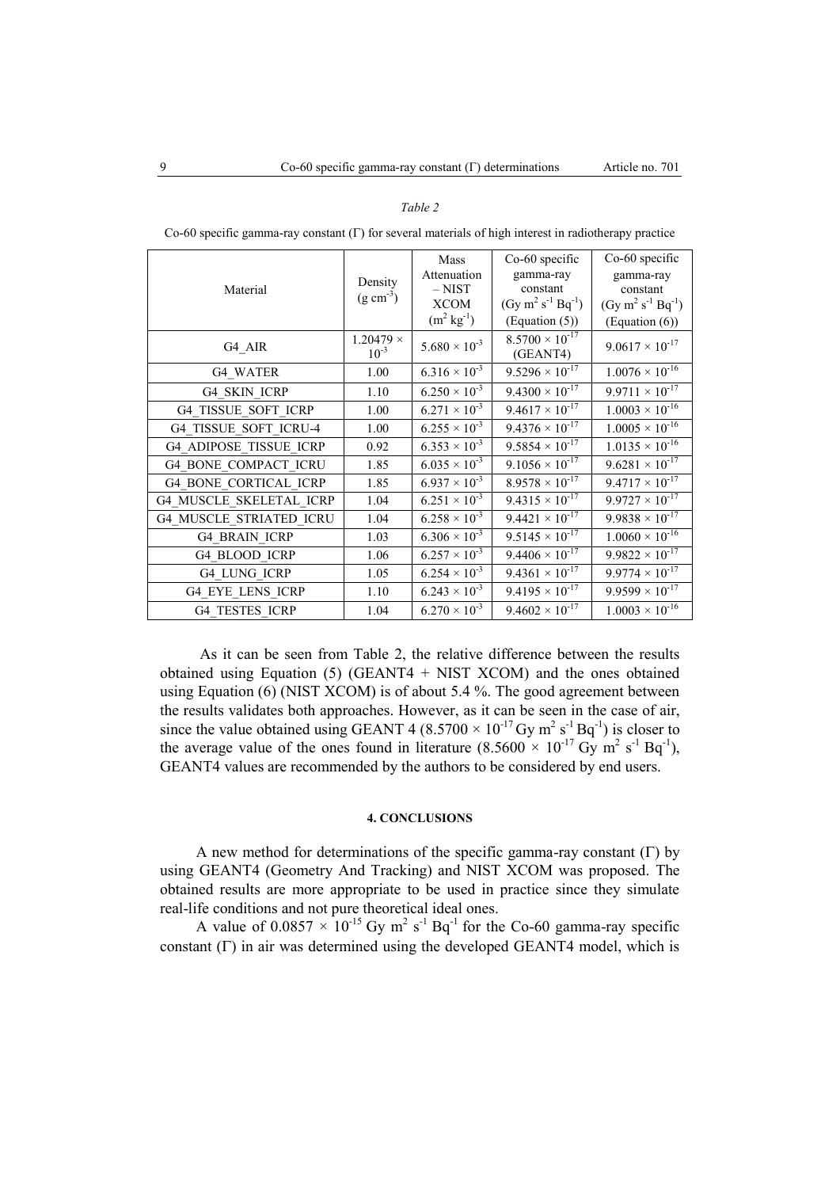*Table 2*

Co-60 specific gamma-ray constant (Γ) for several materials of high interest in radiotherapy practice

| Material | Density ($g\ cm^{-3}$) | Mass Attenuation – NIST XCOM ($m^2\ kg^{-1}$) | Co-60 specific gamma-ray constant ($Gy\ m^2\ s^{-1}\ Bq^{-1}$) (Equation (5)) | Co-60 specific gamma-ray constant ($Gy\ m^2\ s^{-1}\ Bq^{-1}$) (Equation (6)) |
|---|---|---|---|---|
| G4_AIR | $1.20479 \times 10^{-3}$ | $5.680 \times 10^{-3}$ | $8.5700 \times 10^{-17}$ (GEANT4) | $9.0617 \times 10^{-17}$ |
| G4_WATER | 1.00 | $6.316 \times 10^{-3}$ | $9.5296 \times 10^{-17}$ | $1.0076 \times 10^{-16}$ |
| G4_SKIN_ICRP | 1.10 | $6.250 \times 10^{-3}$ | $9.4300 \times 10^{-17}$ | $9.9711 \times 10^{-17}$ |
| G4_TISSUE_SOFT_ICRP | 1.00 | $6.271 \times 10^{-3}$ | $9.4617 \times 10^{-17}$ | $1.0003 \times 10^{-16}$ |
| G4_TISSUE_SOFT_ICRU-4 | 1.00 | $6.255 \times 10^{-3}$ | $9.4376 \times 10^{-17}$ | $1.0005 \times 10^{-16}$ |
| G4_ADIPOSE_TISSUE_ICRP | 0.92 | $6.353 \times 10^{-3}$ | $9.5854 \times 10^{-17}$ | $1.0135 \times 10^{-16}$ |
| G4_BONE_COMPACT_ICRU | 1.85 | $6.035 \times 10^{-3}$ | $9.1056 \times 10^{-17}$ | $9.6281 \times 10^{-17}$ |
| G4_BONE_CORTICAL_ICRP | 1.85 | $6.937 \times 10^{-3}$ | $8.9578 \times 10^{-17}$ | $9.4717 \times 10^{-17}$ |
| G4_MUSCLE_SKELETAL_ICRP | 1.04 | $6.251 \times 10^{-3}$ | $9.4315 \times 10^{-17}$ | $9.9727 \times 10^{-17}$ |
| G4_MUSCLE_STRIATED_ICRU | 1.04 | $6.258 \times 10^{-3}$ | $9.4421 \times 10^{-17}$ | $9.9838 \times 10^{-17}$ |
| G4_BRAIN_ICRP | 1.03 | $6.306 \times 10^{-3}$ | $9.5145 \times 10^{-17}$ | $1.0060 \times 10^{-16}$ |
| G4_BLOOD_ICRP | 1.06 | $6.257 \times 10^{-3}$ | $9.4406 \times 10^{-17}$ | $9.9822 \times 10^{-17}$ |
| G4_LUNG_ICRP | 1.05 | $6.254 \times 10^{-3}$ | $9.4361 \times 10^{-17}$ | $9.9774 \times 10^{-17}$ |
| G4_EYE_LENS_ICRP | 1.10 | $6.243 \times 10^{-3}$ | $9.4195 \times 10^{-17}$ | $9.9599 \times 10^{-17}$ |
| G4_TESTES_ICRP | 1.04 | $6.270 \times 10^{-3}$ | $9.4602 \times 10^{-17}$ | $1.0003 \times 10^{-16}$ |

As it can be seen from Table 2, the relative difference between the results obtained using Equation (5) (GEANT4 + NIST XCOM) and the ones obtained using Equation (6) (NIST XCOM) is of about 5.4 %. The good agreement between the results validates both approaches. However, as it can be seen in the case of air, since the value obtained using GEANT 4 ($8.5700 \times 10^{-17}$ Gy $m^2$ $s^{-1}$ $Bq^{-1}$) is closer to the average value of the ones found in literature ($8.5600 \times 10^{-17}$ Gy $m^2$ $s^{-1}$ $Bq^{-1}$), GEANT4 values are recommended by the authors to be considered by end users.

## 4. CONCLUSIONS

A new method for determinations of the specific gamma-ray constant (Γ) by using GEANT4 (Geometry And Tracking) and NIST XCOM was proposed. The obtained results are more appropriate to be used in practice since they simulate real-life conditions and not pure theoretical ideal ones.

A value of $0.0857 \times 10^{-15}$ Gy $m^2$ $s^{-1}$ $Bq^{-1}$ for the Co-60 gamma-ray specific constant (Γ) in air was determined using the developed GEANT4 model, which is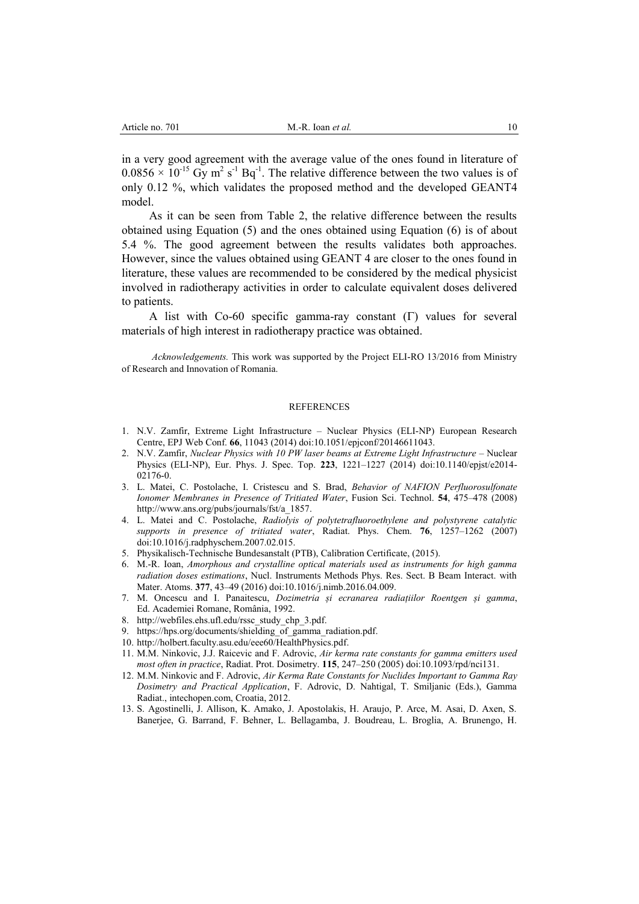in a very good agreement with the average value of the ones found in literature of $0.0856 \times 10^{-15}$ Gy m$^2$ s$^{-1}$ Bq$^{-1}$. The relative difference between the two values is of only 0.12 %, which validates the proposed method and the developed GEANT4 model.

As it can be seen from Table 2, the relative difference between the results obtained using Equation (5) and the ones obtained using Equation (6) is of about 5.4 %. The good agreement between the results validates both approaches. However, since the values obtained using GEANT 4 are closer to the ones found in literature, these values are recommended to be considered by the medical physicist involved in radiotherapy activities in order to calculate equivalent doses delivered to patients.

A list with Co-60 specific gamma-ray constant ($\Gamma$) values for several materials of high interest in radiotherapy practice was obtained.

*Acknowledgements.* This work was supported by the Project ELI-RO 13/2016 from Ministry of Research and Innovation of Romania.

## REFERENCES

1. N.V. Zamfir, Extreme Light Infrastructure – Nuclear Physics (ELI-NP) European Research Centre, EPJ Web Conf. **66**, 11043 (2014) doi:10.1051/epjconf/20146611043.
2. N.V. Zamfir, *Nuclear Physics with 10 PW laser beams at Extreme Light Infrastructure* – Nuclear Physics (ELI-NP), Eur. Phys. J. Spec. Top. **223**, 1221–1227 (2014) doi:10.1140/epjst/e2014-02176-0.
3. L. Matei, C. Postolache, I. Cristescu and S. Brad, *Behavior of NAFION Perfluorosulfonate Ionomer Membranes in Presence of Tritiated Water*, Fusion Sci. Technol. **54**, 475–478 (2008) http://www.ans.org/pubs/journals/fst/a_1857.
4. L. Matei and C. Postolache, *Radiolyis of polytetrafluoroethylene and polystyrene catalytic supports in presence of tritiated water*, Radiat. Phys. Chem. **76**, 1257–1262 (2007) doi:10.1016/j.radphyschem.2007.02.015.
5. Physikalisch-Technische Bundesanstalt (PTB), Calibration Certificate, (2015).
6. M.-R. Ioan, *Amorphous and crystalline optical materials used as instruments for high gamma radiation doses estimations*, Nucl. Instruments Methods Phys. Res. Sect. B Beam Interact. with Mater. Atoms. **377**, 43–49 (2016) doi:10.1016/j.nimb.2016.04.009.
7. M. Oncescu and I. Panaitescu, *Dozimetria și ecranarea radiațiilor Roentgen și gamma*, Ed. Academiei Romane, România, 1992.
8. http://webfiles.ehs.ufl.edu/rssc_study_chp_3.pdf.
9. https://hps.org/documents/shielding_of_gamma_radiation.pdf.
10. http://holbert.faculty.asu.edu/eee60/HealthPhysics.pdf.
11. M.M. Ninkovic, J.J. Raicevic and F. Adrovic, *Air kerma rate constants for gamma emitters used most often in practice*, Radiat. Prot. Dosimetry. **115**, 247–250 (2005) doi:10.1093/rpd/nci131.
12. M.M. Ninkovic and F. Adrovic, *Air Kerma Rate Constants for Nuclides Important to Gamma Ray Dosimetry and Practical Application*, F. Adrovic, D. Nahtigal, T. Smiljanic (Eds.), Gamma Radiat., intechopen.com, Croatia, 2012.
13. S. Agostinelli, J. Allison, K. Amako, J. Apostolakis, H. Araujo, P. Arce, M. Asai, D. Axen, S. Banerjee, G. Barrand, F. Behner, L. Bellagamba, J. Boudreau, L. Broglia, A. Brunengo, H.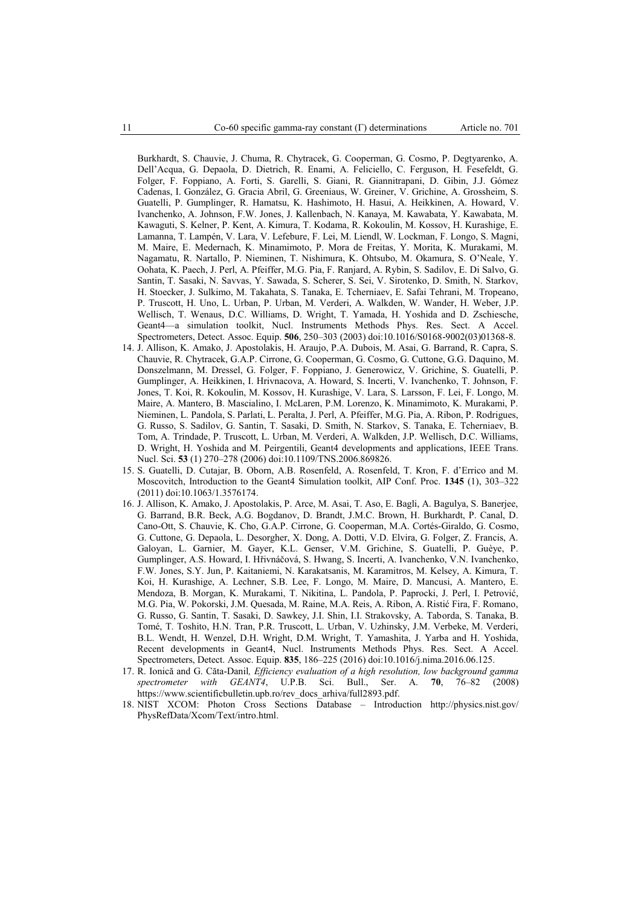Burkhardt, S. Chauvie, J. Chuma, R. Chytracek, G. Cooperman, G. Cosmo, P. Degtyarenko, A. Dell'Acqua, G. Depaola, D. Dietrich, R. Enami, A. Feliciello, C. Ferguson, H. Fesefeldt, G. Folger, F. Foppiano, A. Forti, S. Garelli, S. Giani, R. Giannitrapani, D. Gibin, J.J. Gómez Cadenas, I. González, G. Gracia Abril, G. Greeniaus, W. Greiner, V. Grichine, A. Grossheim, S. Guatelli, P. Gumplinger, R. Hamatsu, K. Hashimoto, H. Hasui, A. Heikkinen, A. Howard, V. Ivanchenko, A. Johnson, F.W. Jones, J. Kallenbach, N. Kanaya, M. Kawabata, Y. Kawabata, M. Kawaguti, S. Kelner, P. Kent, A. Kimura, T. Kodama, R. Kokoulin, M. Kossov, H. Kurashige, E. Lamanna, T. Lampén, V. Lara, V. Lefebure, F. Lei, M. Liendl, W. Lockman, F. Longo, S. Magni, M. Maire, E. Medernach, K. Minamimoto, P. Mora de Freitas, Y. Morita, K. Murakami, M. Nagamatu, R. Nartallo, P. Nieminen, T. Nishimura, K. Ohtsubo, M. Okamura, S. O'Neale, Y. Oohata, K. Paech, J. Perl, A. Pfeiffer, M.G. Pia, F. Ranjard, A. Rybin, S. Sadilov, E. Di Salvo, G. Santin, T. Sasaki, N. Savvas, Y. Sawada, S. Scherer, S. Sei, V. Sirotenko, D. Smith, N. Starkov, H. Stoecker, J. Sulkimo, M. Takahata, S. Tanaka, E. Tcherniaev, E. Safai Tehrani, M. Tropeano, P. Truscott, H. Uno, L. Urban, P. Urban, M. Verderi, A. Walkden, W. Wander, H. Weber, J.P. Wellisch, T. Wenaus, D.C. Williams, D. Wright, T. Yamada, H. Yoshida and D. Zschiesche, Geant4—a simulation toolkit, Nucl. Instruments Methods Phys. Res. Sect. A Accel. Spectrometers, Detect. Assoc. Equip. **506**, 250–303 (2003) doi:10.1016/S0168-9002(03)01368-8.

14. J. Allison, K. Amako, J. Apostolakis, H. Araujo, P.A. Dubois, M. Asai, G. Barrand, R. Capra, S. Chauvie, R. Chytracek, G.A.P. Cirrone, G. Cooperman, G. Cosmo, G. Cuttone, G.G. Daquino, M. Donszelmann, M. Dressel, G. Folger, F. Foppiano, J. Generowicz, V. Grichine, S. Guatelli, P. Gumplinger, A. Heikkinen, I. Hrivnacova, A. Howard, S. Incerti, V. Ivanchenko, T. Johnson, F. Jones, T. Koi, R. Kokoulin, M. Kossov, H. Kurashige, V. Lara, S. Larsson, F. Lei, F. Longo, M. Maire, A. Mantero, B. Mascialino, I. McLaren, P.M. Lorenzo, K. Minamimoto, K. Murakami, P. Nieminen, L. Pandola, S. Parlati, L. Peralta, J. Perl, A. Pfeiffer, M.G. Pia, A. Ribon, P. Rodrigues, G. Russo, S. Sadilov, G. Santin, T. Sasaki, D. Smith, N. Starkov, S. Tanaka, E. Tcherniaev, B. Tom, A. Trindade, P. Truscott, L. Urban, M. Verderi, A. Walkden, J.P. Wellisch, D.C. Williams, D. Wright, H. Yoshida and M. Peirgentili, Geant4 developments and applications, IEEE Trans. Nucl. Sci. **53** (1) 270–278 (2006) doi:10.1109/TNS.2006.869826.
15. S. Guatelli, D. Cutajar, B. Oborn, A.B. Rosenfeld, A. Rosenfeld, T. Kron, F. d'Errico and M. Moscovitch, Introduction to the Geant4 Simulation toolkit, AIP Conf. Proc. **1345** (1), 303–322 (2011) doi:10.1063/1.3576174.
16. J. Allison, K. Amako, J. Apostolakis, P. Arce, M. Asai, T. Aso, E. Bagli, A. Bagulya, S. Banerjee, G. Barrand, B.R. Beck, A.G. Bogdanov, D. Brandt, J.M.C. Brown, H. Burkhardt, P. Canal, D. Cano-Ott, S. Chauvie, K. Cho, G.A.P. Cirrone, G. Cooperman, M.A. Cortés-Giraldo, G. Cosmo, G. Cuttone, G. Depaola, L. Desorgher, X. Dong, A. Dotti, V.D. Elvira, G. Folger, Z. Francis, A. Galoyan, L. Garnier, M. Gayer, K.L. Genser, V.M. Grichine, S. Guatelli, P. Guèye, P. Gumplinger, A.S. Howard, I. Hřivnáčová, S. Hwang, S. Incerti, A. Ivanchenko, V.N. Ivanchenko, F.W. Jones, S.Y. Jun, P. Kaitaniemi, N. Karakatsanis, M. Karamitros, M. Kelsey, A. Kimura, T. Koi, H. Kurashige, A. Lechner, S.B. Lee, F. Longo, M. Maire, D. Mancusi, A. Mantero, E. Mendoza, B. Morgan, K. Murakami, T. Nikitina, L. Pandola, P. Paprocki, J. Perl, I. Petrović, M.G. Pia, W. Pokorski, J.M. Quesada, M. Raine, M.A. Reis, A. Ribon, A. Ristić Fira, F. Romano, G. Russo, G. Santin, T. Sasaki, D. Sawkey, J.I. Shin, I.I. Strakovsky, A. Taborda, S. Tanaka, B. Tomé, T. Toshito, H.N. Tran, P.R. Truscott, L. Urban, V. Uzhinsky, J.M. Verbeke, M. Verderi, B.L. Wendt, H. Wenzel, D.H. Wright, D.M. Wright, T. Yamashita, J. Yarba and H. Yoshida, Recent developments in Geant4, Nucl. Instruments Methods Phys. Res. Sect. A Accel. Spectrometers, Detect. Assoc. Equip. **835**, 186–225 (2016) doi:10.1016/j.nima.2016.06.125.
17. R. Ionică and G. Căta-Danil, *Efficiency evaluation of a high resolution, low background gamma spectrometer with GEANT4*, U.P.B. Sci. Bull., Ser. A. **70**, 76–82 (2008) https://www.scientificbulletin.upb.ro/rev_docs_arhiva/full2893.pdf.
18. NIST XCOM: Photon Cross Sections Database – Introduction http://physics.nist.gov/PhysRefData/Xcom/Text/intro.html.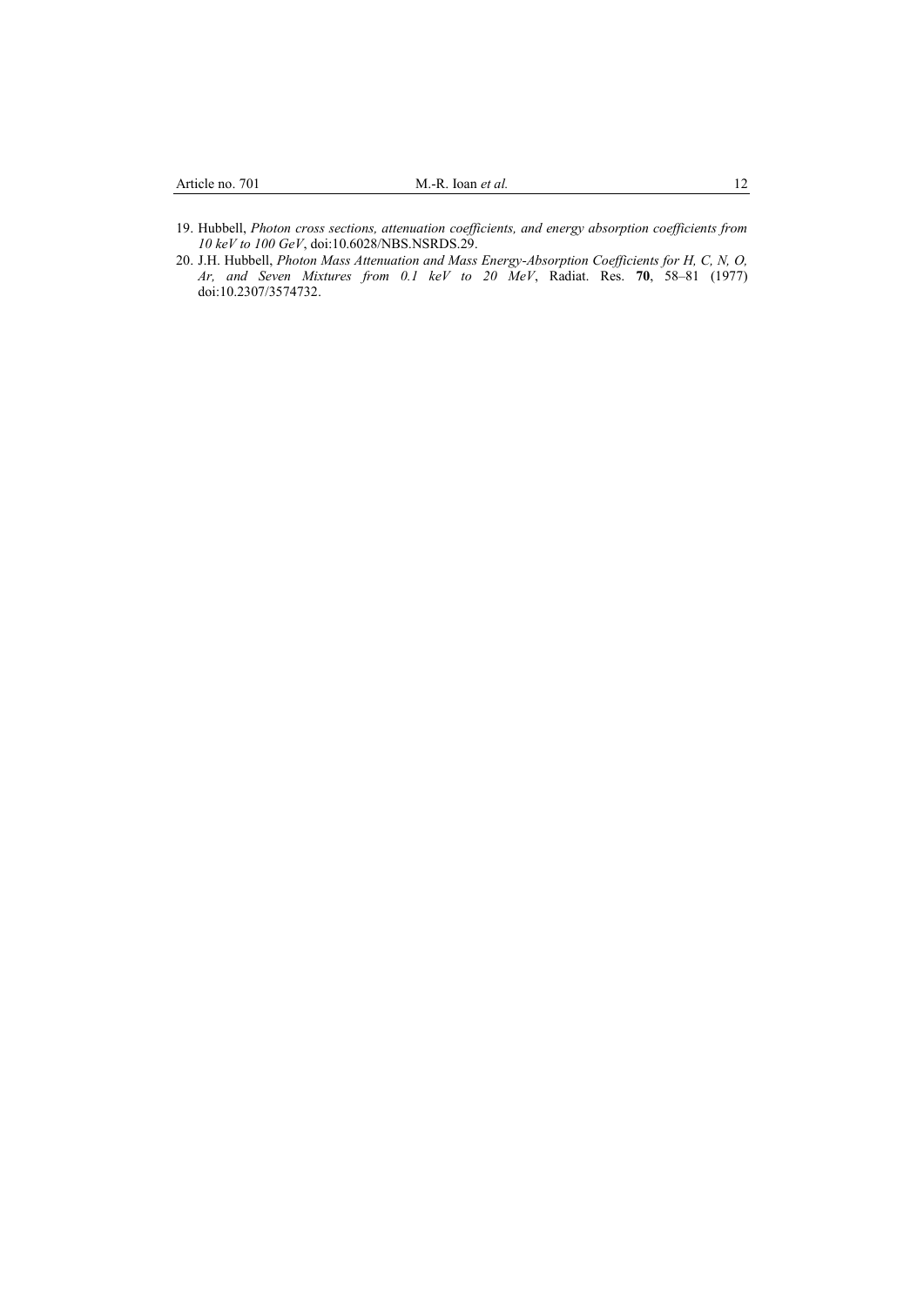19. Hubbell, *Photon cross sections, attenuation coefficients, and energy absorption coefficients from 10 keV to 100 GeV*, doi:10.6028/NBS.NSRDS.29.
20. J.H. Hubbell, *Photon Mass Attenuation and Mass Energy-Absorption Coefficients for H, C, N, O, Ar, and Seven Mixtures from 0.1 keV to 20 MeV*, Radiat. Res. **70**, 58–81 (1977) doi:10.2307/3574732.